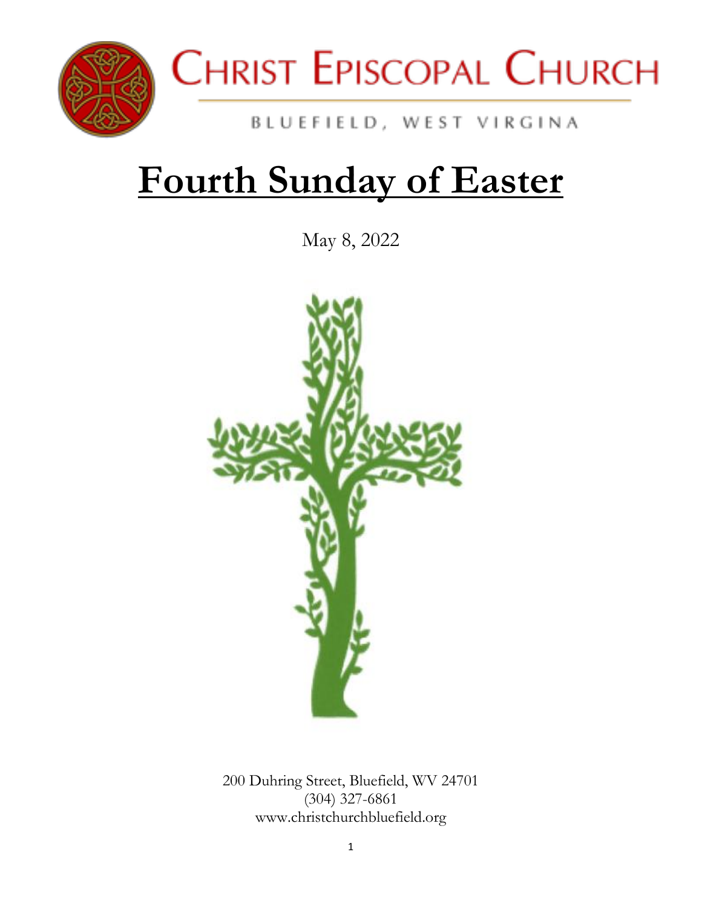# CHRIST EPISCOPAL CHURCH

BLUEFIELD, WEST VIRGINA

# Fourth Sunday of Easter

May 8, 2022

200 Duhring Street, Bluefield, WV 24701
(304) 327-6861
www.christchurchbluefield.org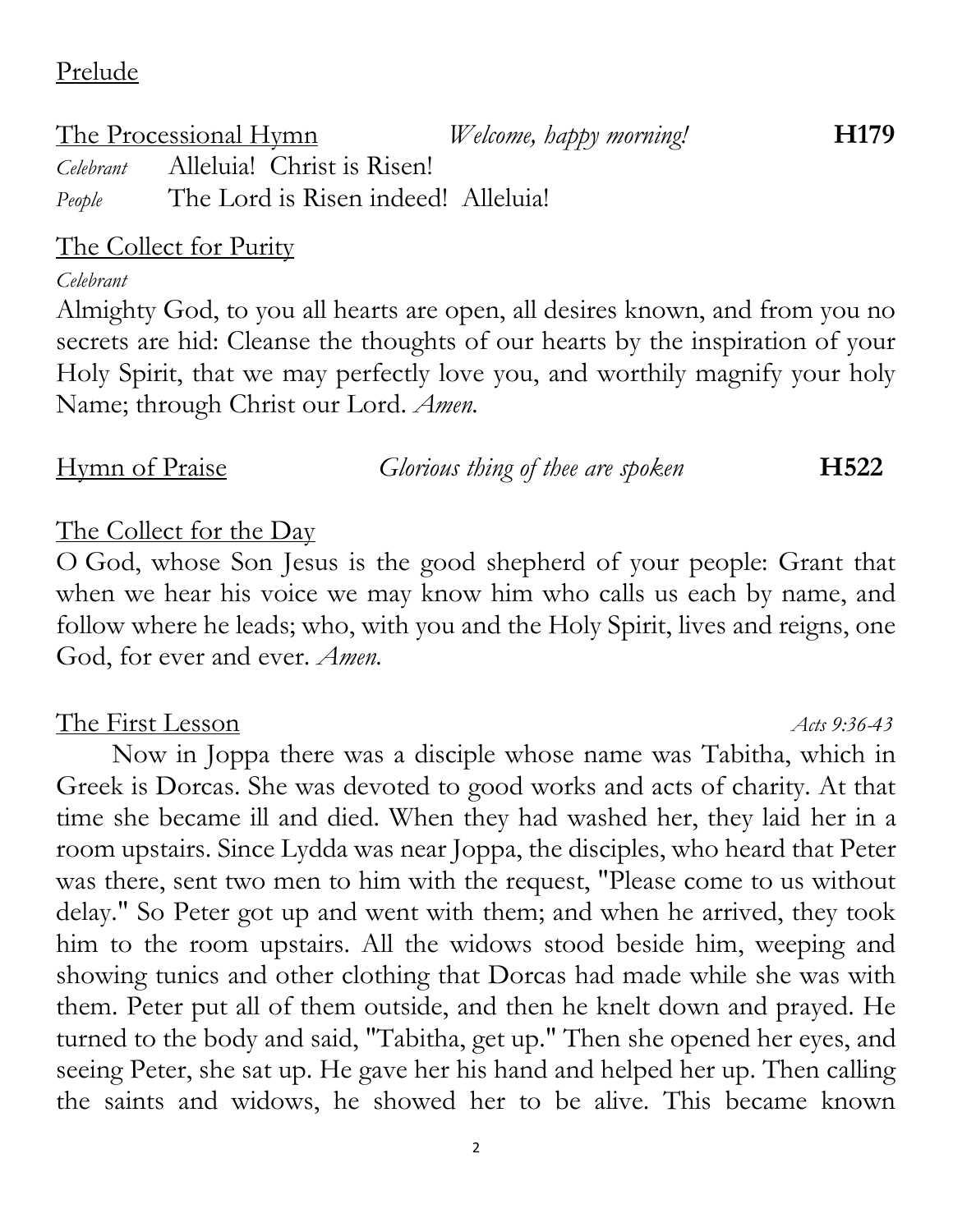Prelude

The Processional Hymn *Welcome, happy morning!* **H179**

*Celebrant* Alleluia! Christ is Risen!
*People* The Lord is Risen indeed! Alleluia!

The Collect for Purity

*Celebrant*

Almighty God, to you all hearts are open, all desires known, and from you no secrets are hid: Cleanse the thoughts of our hearts by the inspiration of your Holy Spirit, that we may perfectly love you, and worthily magnify your holy Name; through Christ our Lord. *Amen.*

Hymn of Praise *Glorious thing of thee are spoken* **H522**

The Collect for the Day

O God, whose Son Jesus is the good shepherd of your people: Grant that when we hear his voice we may know him who calls us each by name, and follow where he leads; who, with you and the Holy Spirit, lives and reigns, one God, for ever and ever. *Amen.*

The First Lesson *Acts 9:36-43*

Now in Joppa there was a disciple whose name was Tabitha, which in Greek is Dorcas. She was devoted to good works and acts of charity. At that time she became ill and died. When they had washed her, they laid her in a room upstairs. Since Lydda was near Joppa, the disciples, who heard that Peter was there, sent two men to him with the request, "Please come to us without delay." So Peter got up and went with them; and when he arrived, they took him to the room upstairs. All the widows stood beside him, weeping and showing tunics and other clothing that Dorcas had made while she was with them. Peter put all of them outside, and then he knelt down and prayed. He turned to the body and said, "Tabitha, get up." Then she opened her eyes, and seeing Peter, she sat up. He gave her his hand and helped her up. Then calling the saints and widows, he showed her to be alive. This became known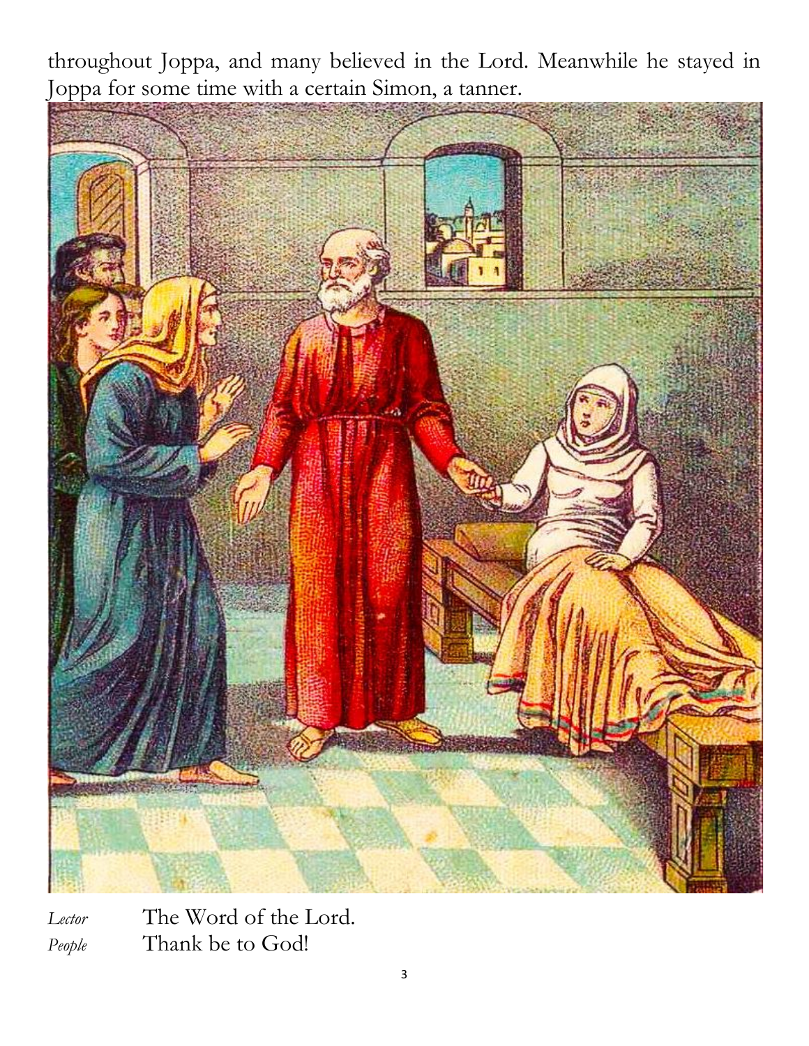throughout Joppa, and many believed in the Lord. Meanwhile he stayed in Joppa for some time with a certain Simon, a tanner.

*Lector* The Word of the Lord.
*People* Thank be to God!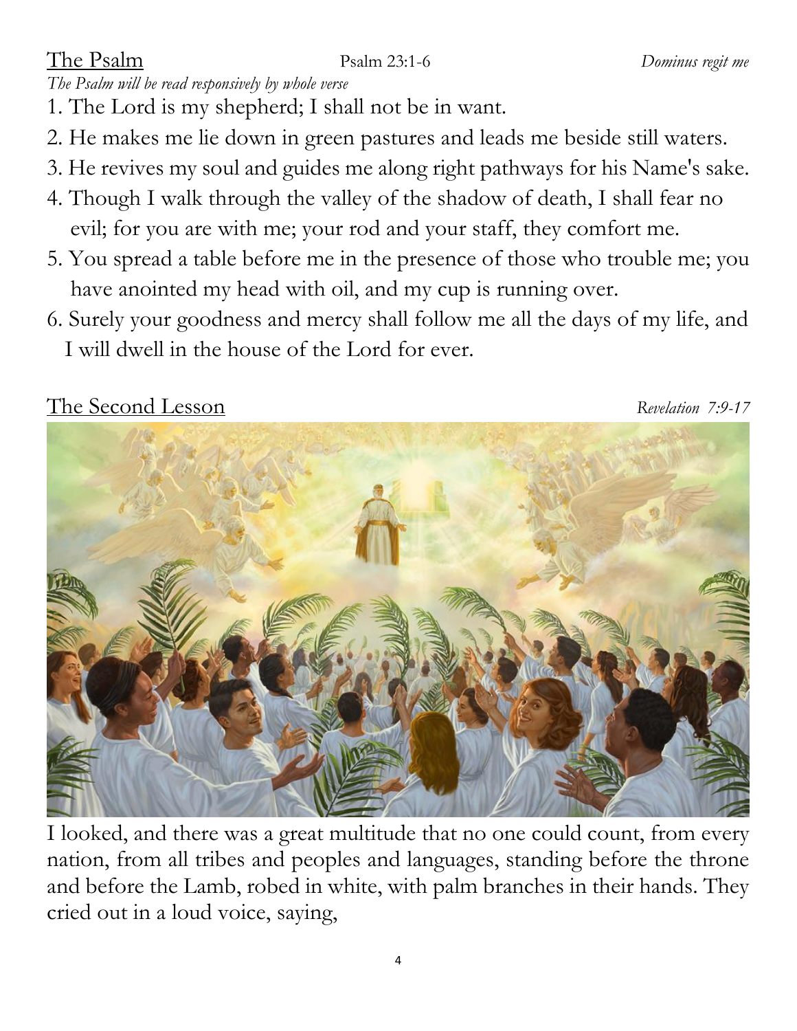## The Psalm

Psalm 23:1-6 *Dominus regit me*

*The Psalm will be read responsively by whole verse*

1. The Lord is my shepherd; I shall not be in want.
2. He makes me lie down in green pastures and leads me beside still waters.
3. He revives my soul and guides me along right pathways for his Name's sake.
4. Though I walk through the valley of the shadow of death, I shall fear no evil; for you are with me; your rod and your staff, they comfort me.
5. You spread a table before me in the presence of those who trouble me; you have anointed my head with oil, and my cup is running over.
6. Surely your goodness and mercy shall follow me all the days of my life, and I will dwell in the house of the Lord for ever.

## The Second Lesson

*Revelation 7:9-17*

I looked, and there was a great multitude that no one could count, from every nation, from all tribes and peoples and languages, standing before the throne and before the Lamb, robed in white, with palm branches in their hands. They cried out in a loud voice, saying,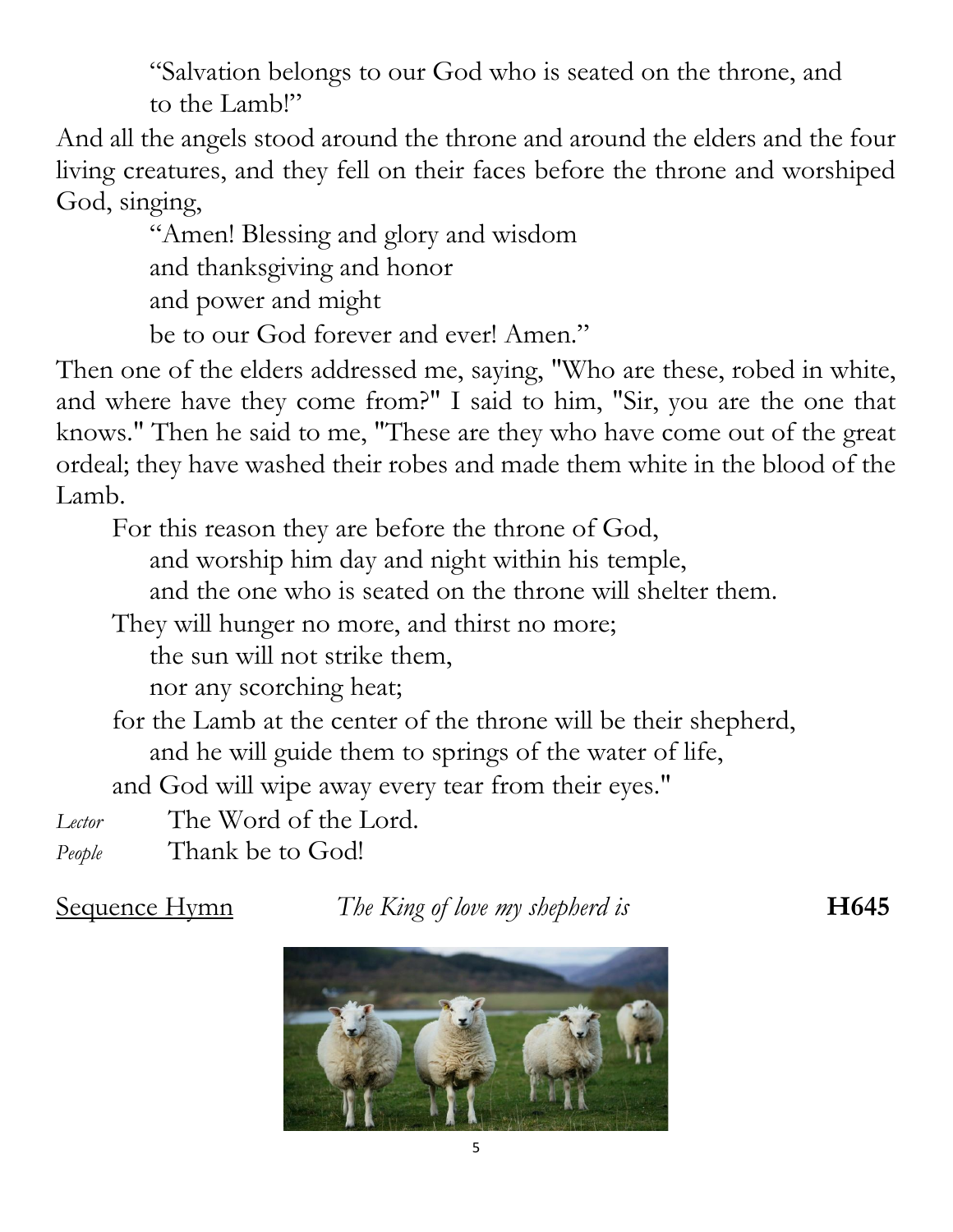"Salvation belongs to our God who is seated on the throne, and to the Lamb!"

And all the angels stood around the throne and around the elders and the four living creatures, and they fell on their faces before the throne and worshiped God, singing,

"Amen! Blessing and glory and wisdom
and thanksgiving and honor
and power and might
be to our God forever and ever! Amen."

Then one of the elders addressed me, saying, "Who are these, robed in white, and where have they come from?" I said to him, "Sir, you are the one that knows." Then he said to me, "These are they who have come out of the great ordeal; they have washed their robes and made them white in the blood of the Lamb.

For this reason they are before the throne of God,
and worship him day and night within his temple,
and the one who is seated on the throne will shelter them.
They will hunger no more, and thirst no more;
the sun will not strike them,
nor any scorching heat;
for the Lamb at the center of the throne will be their shepherd,
and he will guide them to springs of the water of life,
and God will wipe away every tear from their eyes."

*Lector* The Word of the Lord.
*People* Thank be to God!

Sequence Hymn *The King of love my shepherd is* **H645**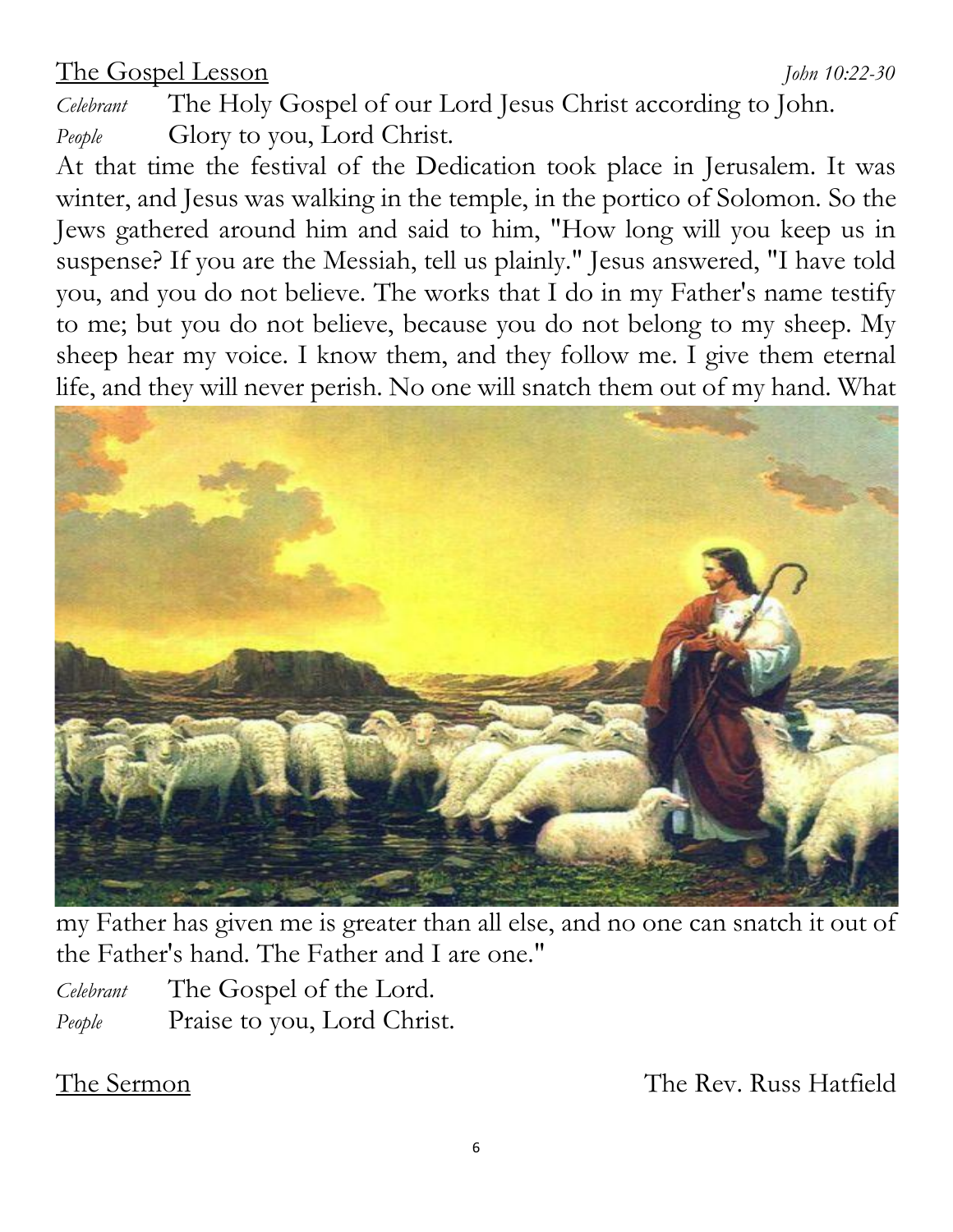The Gospel Lesson *John 10:22-30*

*Celebrant* The Holy Gospel of our Lord Jesus Christ according to John.
*People* Glory to you, Lord Christ.

At that time the festival of the Dedication took place in Jerusalem. It was winter, and Jesus was walking in the temple, in the portico of Solomon. So the Jews gathered around him and said to him, "How long will you keep us in suspense? If you are the Messiah, tell us plainly." Jesus answered, "I have told you, and you do not believe. The works that I do in my Father's name testify to me; but you do not believe, because you do not belong to my sheep. My sheep hear my voice. I know them, and they follow me. I give them eternal life, and they will never perish. No one will snatch them out of my hand. What my Father has given me is greater than all else, and no one can snatch it out of the Father's hand. The Father and I are one."

*Celebrant* The Gospel of the Lord.
*People* Praise to you, Lord Christ.

The Sermon The Rev. Russ Hatfield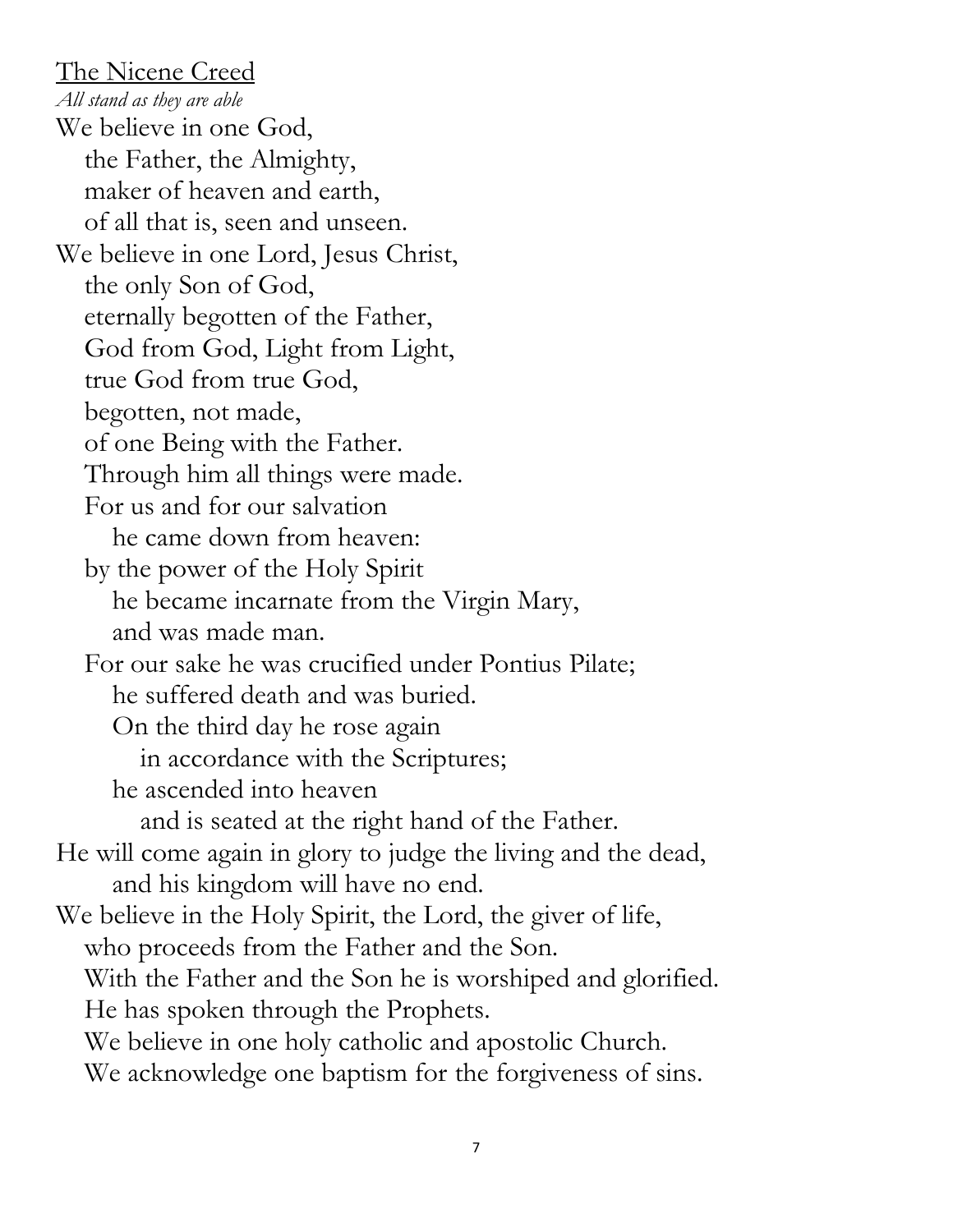<u>The Nicene Creed</u>

*All stand as they are able*

We believe in one God,
the Father, the Almighty,
maker of heaven and earth,
of all that is, seen and unseen.
We believe in one Lord, Jesus Christ,
the only Son of God,
eternally begotten of the Father,
God from God, Light from Light,
true God from true God,
begotten, not made,
of one Being with the Father.
Through him all things were made.
For us and for our salvation
he came down from heaven:
by the power of the Holy Spirit
he became incarnate from the Virgin Mary,
and was made man.
For our sake he was crucified under Pontius Pilate;
he suffered death and was buried.
On the third day he rose again
in accordance with the Scriptures;
he ascended into heaven
and is seated at the right hand of the Father.
He will come again in glory to judge the living and the dead,
and his kingdom will have no end.
We believe in the Holy Spirit, the Lord, the giver of life,
who proceeds from the Father and the Son.
With the Father and the Son he is worshiped and glorified.
He has spoken through the Prophets.
We believe in one holy catholic and apostolic Church.
We acknowledge one baptism for the forgiveness of sins.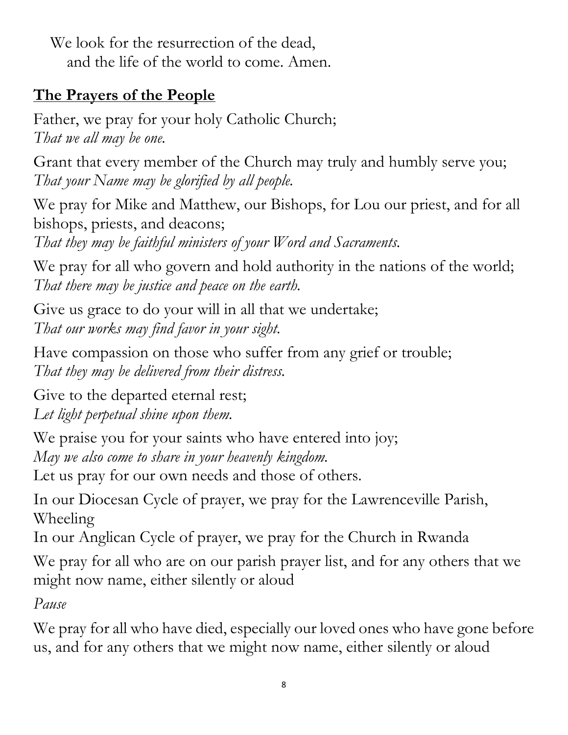We look for the resurrection of the dead,
and the life of the world to come. Amen.

## **The Prayers of the People**

Father, we pray for your holy Catholic Church;
*That we all may be one.*

Grant that every member of the Church may truly and humbly serve you;
*That your Name may be glorified by all people.*

We pray for Mike and Matthew, our Bishops, for Lou our priest, and for all bishops, priests, and deacons;
*That they may be faithful ministers of your Word and Sacraments.*

We pray for all who govern and hold authority in the nations of the world;
*That there may be justice and peace on the earth.*

Give us grace to do your will in all that we undertake;
*That our works may find favor in your sight.*

Have compassion on those who suffer from any grief or trouble;
*That they may be delivered from their distress.*

Give to the departed eternal rest;
*Let light perpetual shine upon them.*

We praise you for your saints who have entered into joy;
*May we also come to share in your heavenly kingdom.*
Let us pray for our own needs and those of others.

In our Diocesan Cycle of prayer, we pray for the Lawrenceville Parish, Wheeling
In our Anglican Cycle of prayer, we pray for the Church in Rwanda

We pray for all who are on our parish prayer list, and for any others that we might now name, either silently or aloud

*Pause*

We pray for all who have died, especially our loved ones who have gone before us, and for any others that we might now name, either silently or aloud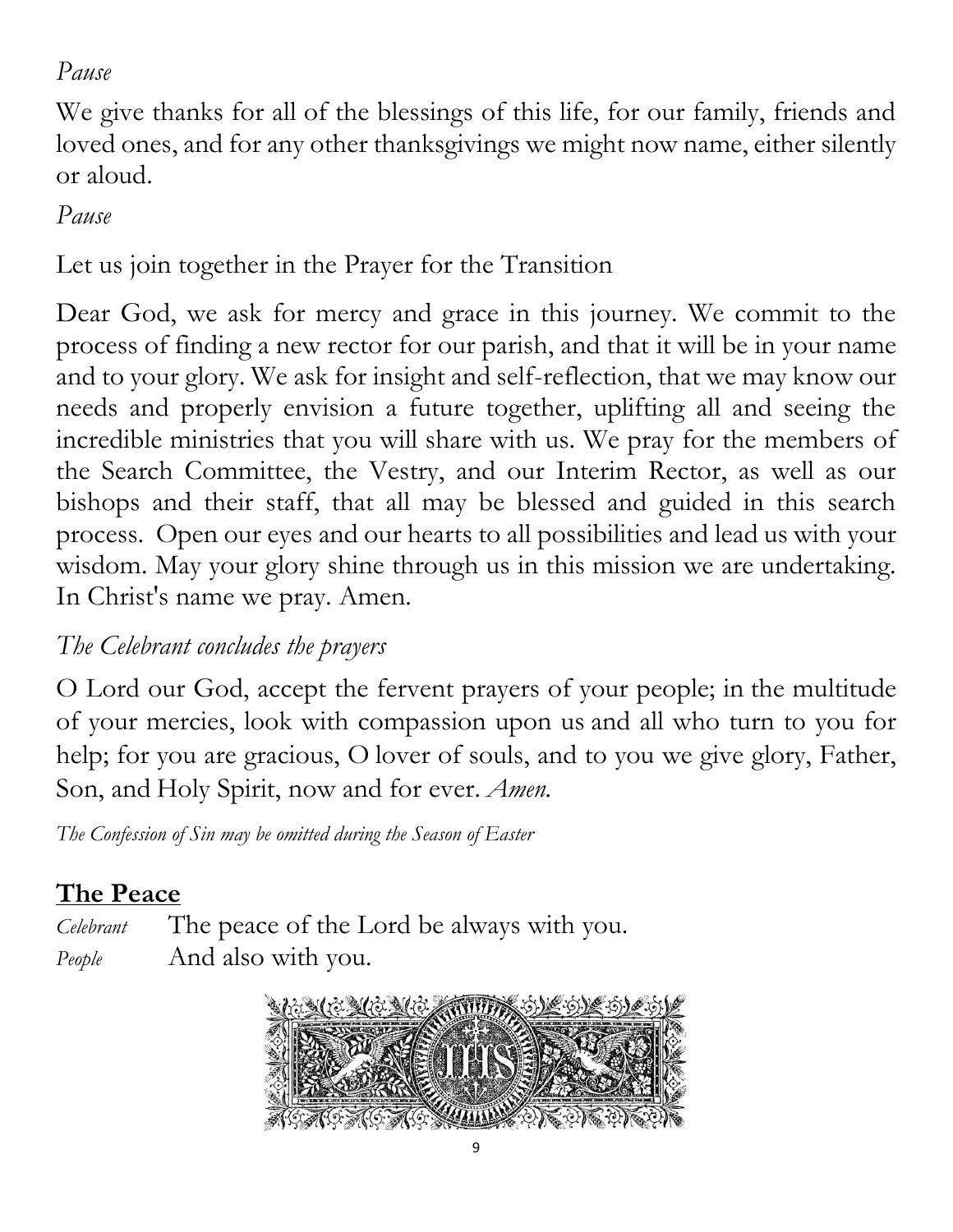*Pause*

We give thanks for all of the blessings of this life, for our family, friends and loved ones, and for any other thanksgivings we might now name, either silently or aloud.

*Pause*

Let us join together in the Prayer for the Transition

Dear God, we ask for mercy and grace in this journey. We commit to the process of finding a new rector for our parish, and that it will be in your name and to your glory. We ask for insight and self-reflection, that we may know our needs and properly envision a future together, uplifting all and seeing the incredible ministries that you will share with us. We pray for the members of the Search Committee, the Vestry, and our Interim Rector, as well as our bishops and their staff, that all may be blessed and guided in this search process. Open our eyes and our hearts to all possibilities and lead us with your wisdom. May your glory shine through us in this mission we are undertaking. In Christ's name we pray. Amen.

*The Celebrant concludes the prayers*

O Lord our God, accept the fervent prayers of your people; in the multitude of your mercies, look with compassion upon us and all who turn to you for help; for you are gracious, O lover of souls, and to you we give glory, Father, Son, and Holy Spirit, now and for ever. *Amen.*

*The Confession of Sin may be omitted during the Season of Easter*

## The Peace

*Celebrant* The peace of the Lord be always with you.
*People* And also with you.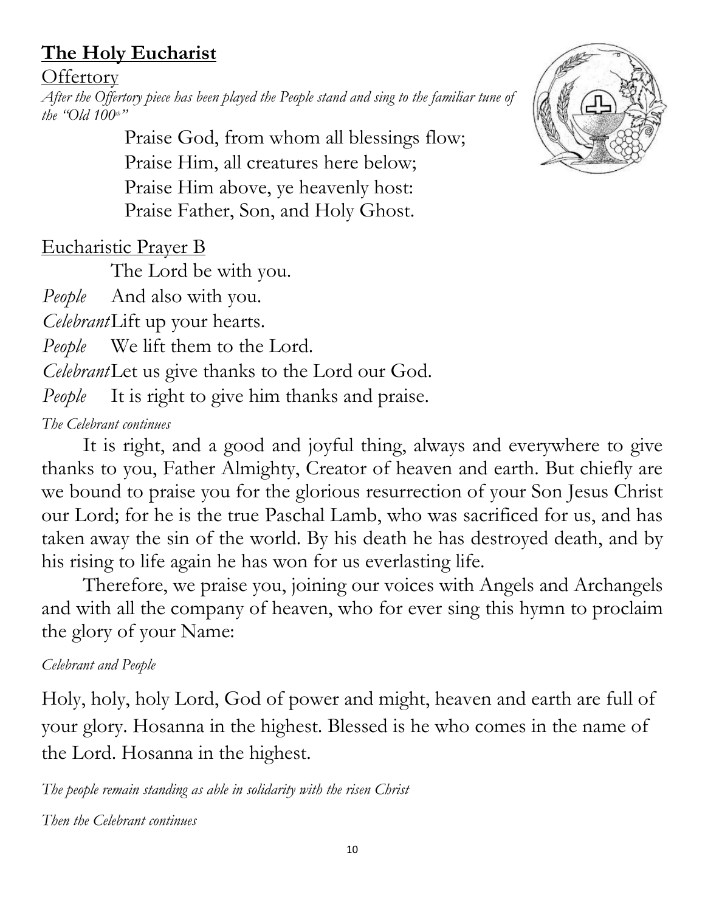# **The Holy Eucharist**

## Offertory

*After the Offertory piece has been played the People stand and sing to the familiar tune of the "Old 100th"*

Praise God, from whom all blessings flow;
Praise Him, all creatures here below;
Praise Him above, ye heavenly host:
Praise Father, Son, and Holy Ghost.

## Eucharistic Prayer B

The Lord be with you.

*People* And also with you.

*Celebrant* Lift up your hearts.

*People* We lift them to the Lord.

*Celebrant* Let us give thanks to the Lord our God.

*People* It is right to give him thanks and praise.

*The Celebrant continues*

It is right, and a good and joyful thing, always and everywhere to give thanks to you, Father Almighty, Creator of heaven and earth. But chiefly are we bound to praise you for the glorious resurrection of your Son Jesus Christ our Lord; for he is the true Paschal Lamb, who was sacrificed for us, and has taken away the sin of the world. By his death he has destroyed death, and by his rising to life again he has won for us everlasting life.

Therefore, we praise you, joining our voices with Angels and Archangels and with all the company of heaven, who for ever sing this hymn to proclaim the glory of your Name:

*Celebrant and People*

Holy, holy, holy Lord, God of power and might, heaven and earth are full of your glory. Hosanna in the highest. Blessed is he who comes in the name of the Lord. Hosanna in the highest.

*The people remain standing as able in solidarity with the risen Christ*

*Then the Celebrant continues*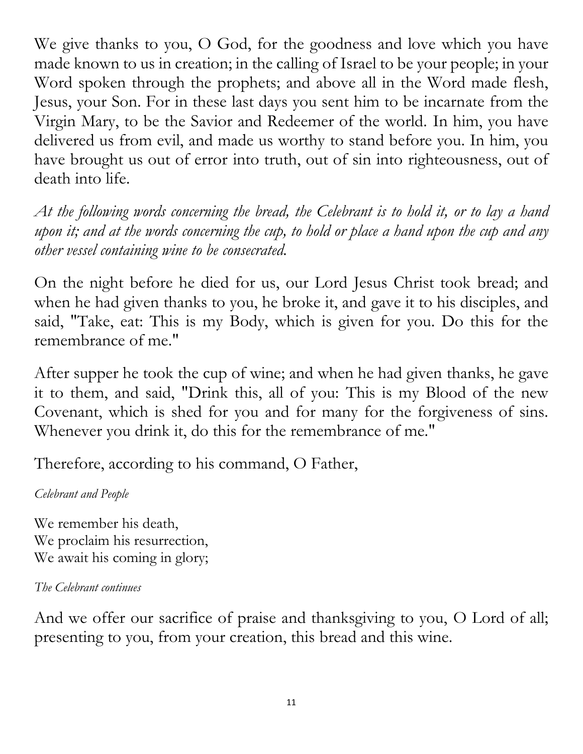We give thanks to you, O God, for the goodness and love which you have made known to us in creation; in the calling of Israel to be your people; in your Word spoken through the prophets; and above all in the Word made flesh, Jesus, your Son. For in these last days you sent him to be incarnate from the Virgin Mary, to be the Savior and Redeemer of the world. In him, you have delivered us from evil, and made us worthy to stand before you. In him, you have brought us out of error into truth, out of sin into righteousness, out of death into life.

*At the following words concerning the bread, the Celebrant is to hold it, or to lay a hand upon it; and at the words concerning the cup, to hold or place a hand upon the cup and any other vessel containing wine to be consecrated.*

On the night before he died for us, our Lord Jesus Christ took bread; and when he had given thanks to you, he broke it, and gave it to his disciples, and said, "Take, eat: This is my Body, which is given for you. Do this for the remembrance of me."

After supper he took the cup of wine; and when he had given thanks, he gave it to them, and said, "Drink this, all of you: This is my Blood of the new Covenant, which is shed for you and for many for the forgiveness of sins. Whenever you drink it, do this for the remembrance of me."

Therefore, according to his command, O Father,

*Celebrant and People*

We remember his death,
We proclaim his resurrection,
We await his coming in glory;

*The Celebrant continues*

And we offer our sacrifice of praise and thanksgiving to you, O Lord of all; presenting to you, from your creation, this bread and this wine.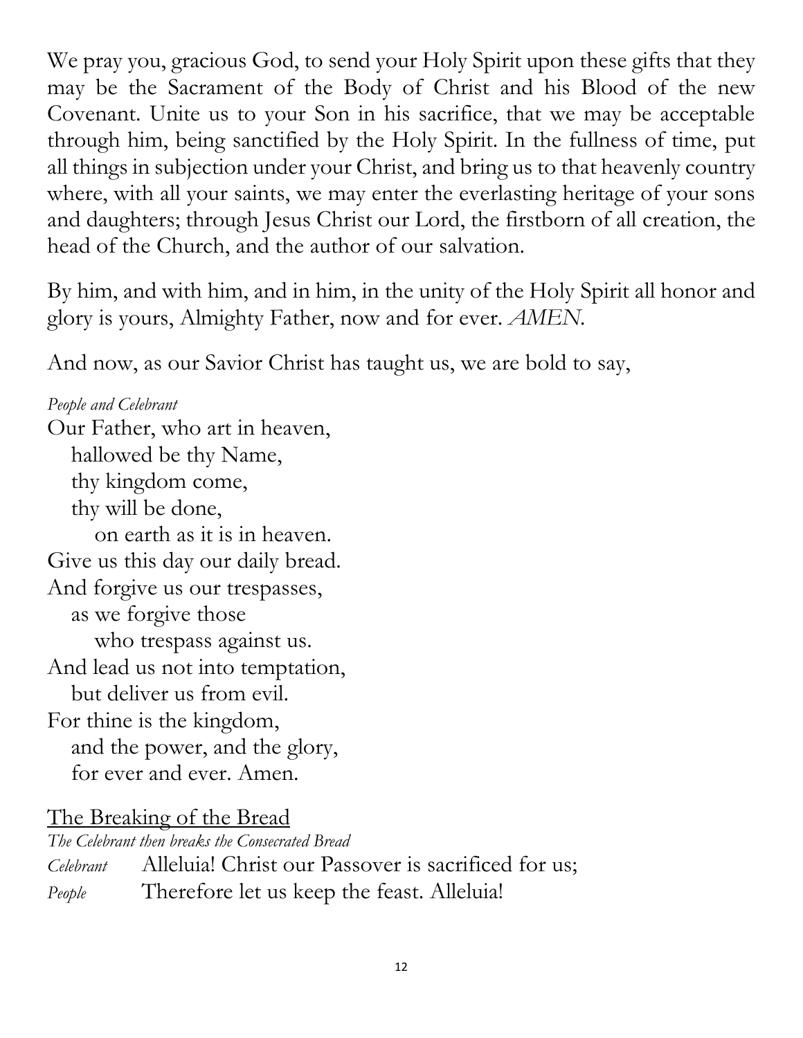We pray you, gracious God, to send your Holy Spirit upon these gifts that they may be the Sacrament of the Body of Christ and his Blood of the new Covenant. Unite us to your Son in his sacrifice, that we may be acceptable through him, being sanctified by the Holy Spirit. In the fullness of time, put all things in subjection under your Christ, and bring us to that heavenly country where, with all your saints, we may enter the everlasting heritage of your sons and daughters; through Jesus Christ our Lord, the firstborn of all creation, the head of the Church, and the author of our salvation.

By him, and with him, and in him, in the unity of the Holy Spirit all honor and glory is yours, Almighty Father, now and for ever. *AMEN.*

And now, as our Savior Christ has taught us, we are bold to say,

*People and Celebrant*

Our Father, who art in heaven,
hallowed be thy Name,
thy kingdom come,
thy will be done,
on earth as it is in heaven.
Give us this day our daily bread.
And forgive us our trespasses,
as we forgive those
who trespass against us.
And lead us not into temptation,
but deliver us from evil.
For thine is the kingdom,
and the power, and the glory,
for ever and ever. Amen.

<u>The Breaking of the Bread</u>

*The Celebrant then breaks the Consecrated Bread*

*Celebrant* Alleluia! Christ our Passover is sacrificed for us;

*People* Therefore let us keep the feast. Alleluia!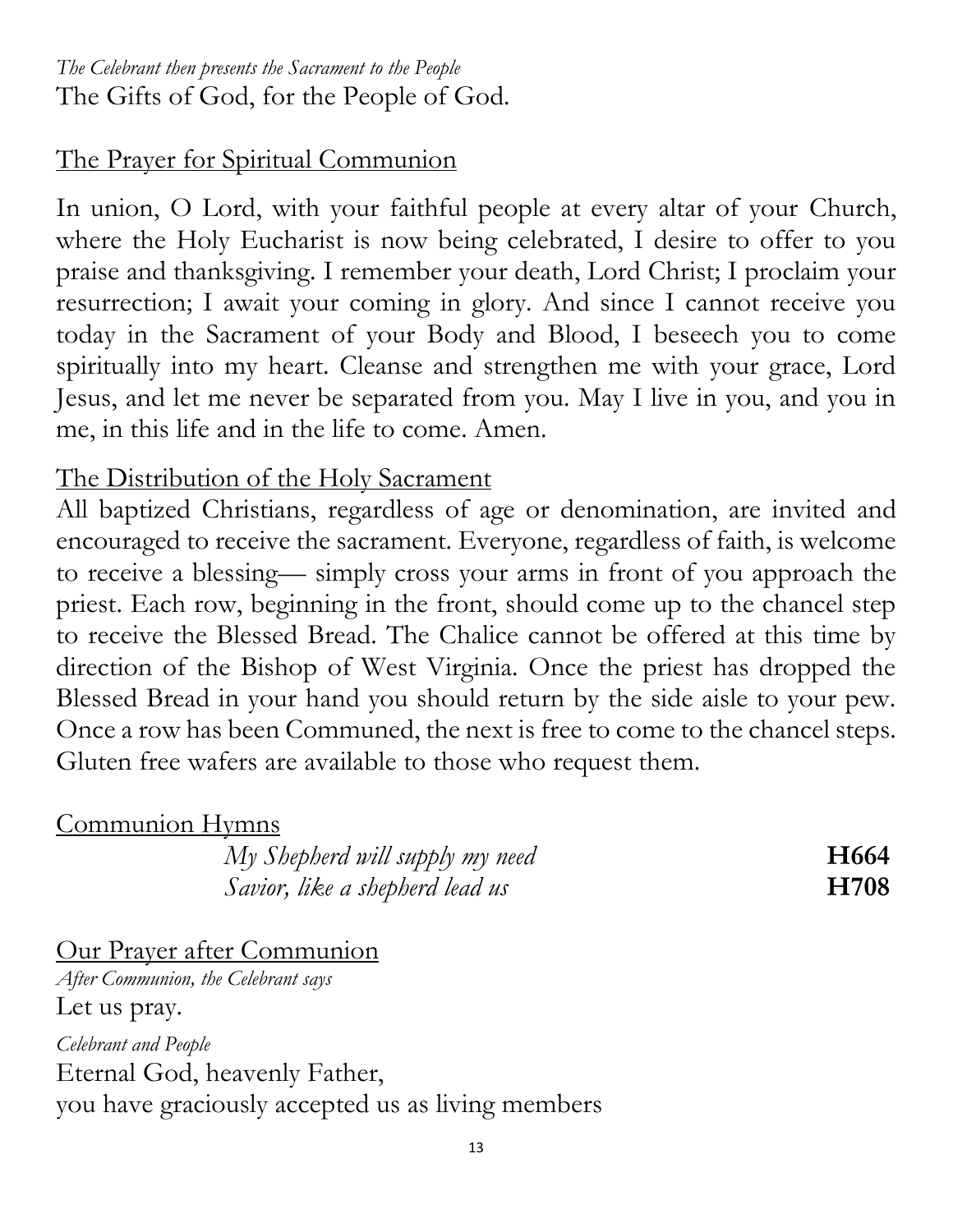*The Celebrant then presents the Sacrament to the People*
The Gifts of God, for the People of God.

## The Prayer for Spiritual Communion

In union, O Lord, with your faithful people at every altar of your Church, where the Holy Eucharist is now being celebrated, I desire to offer to you praise and thanksgiving. I remember your death, Lord Christ; I proclaim your resurrection; I await your coming in glory. And since I cannot receive you today in the Sacrament of your Body and Blood, I beseech you to come spiritually into my heart. Cleanse and strengthen me with your grace, Lord Jesus, and let me never be separated from you. May I live in you, and you in me, in this life and in the life to come. Amen.

## The Distribution of the Holy Sacrament

All baptized Christians, regardless of age or denomination, are invited and encouraged to receive the sacrament. Everyone, regardless of faith, is welcome to receive a blessing— simply cross your arms in front of you approach the priest. Each row, beginning in the front, should come up to the chancel step to receive the Blessed Bread. The Chalice cannot be offered at this time by direction of the Bishop of West Virginia. Once the priest has dropped the Blessed Bread in your hand you should return by the side aisle to your pew. Once a row has been Communed, the next is free to come to the chancel steps. Gluten free wafers are available to those who request them.

## Communion Hymns

*My Shepherd will supply my need* **H664**
*Savior, like a shepherd lead us* **H708**

## Our Prayer after Communion

*After Communion, the Celebrant says*
Let us pray.

*Celebrant and People*
Eternal God, heavenly Father,
you have graciously accepted us as living members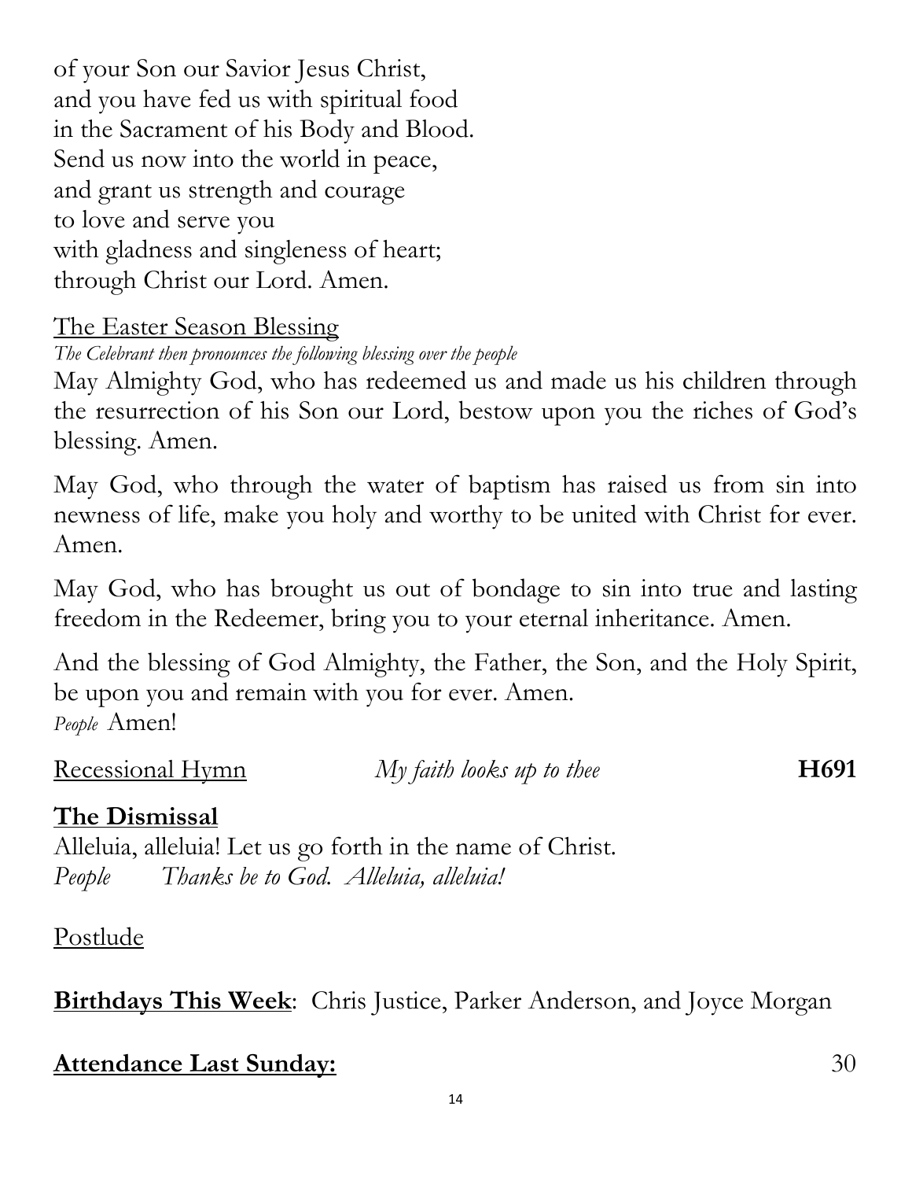of your Son our Savior Jesus Christ,
and you have fed us with spiritual food
in the Sacrament of his Body and Blood.
Send us now into the world in peace,
and grant us strength and courage
to love and serve you
with gladness and singleness of heart;
through Christ our Lord. Amen.

The Easter Season Blessing

*The Celebrant then pronounces the following blessing over the people*

May Almighty God, who has redeemed us and made us his children through the resurrection of his Son our Lord, bestow upon you the riches of God's blessing. Amen.

May God, who through the water of baptism has raised us from sin into newness of life, make you holy and worthy to be united with Christ for ever. Amen.

May God, who has brought us out of bondage to sin into true and lasting freedom in the Redeemer, bring you to your eternal inheritance. Amen.

And the blessing of God Almighty, the Father, the Son, and the Holy Spirit, be upon you and remain with you for ever. Amen.
*People* Amen!

Recessional Hymn *My faith looks up to thee* **H691**

**The Dismissal**

Alleluia, alleluia! Let us go forth in the name of Christ.
*People Thanks be to God. Alleluia, alleluia!*

Postlude

**Birthdays This Week**: Chris Justice, Parker Anderson, and Joyce Morgan

**Attendance Last Sunday:** 30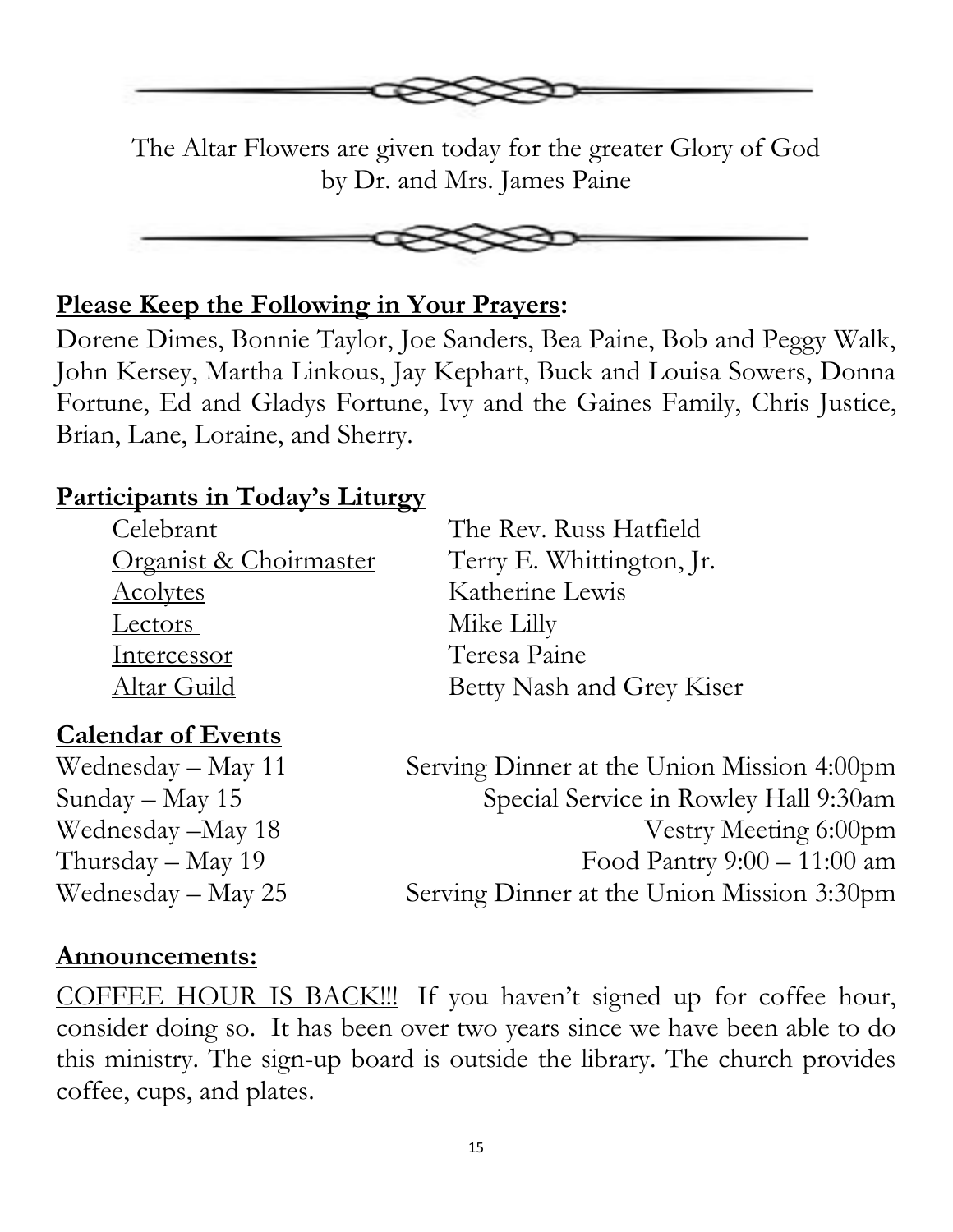The Altar Flowers are given today for the greater Glory of God by Dr. and Mrs. James Paine

**Please Keep the Following in Your Prayers:**

Dorene Dimes, Bonnie Taylor, Joe Sanders, Bea Paine, Bob and Peggy Walk, John Kersey, Martha Linkous, Jay Kephart, Buck and Louisa Sowers, Donna Fortune, Ed and Gladys Fortune, Ivy and the Gaines Family, Chris Justice, Brian, Lane, Loraine, and Sherry.

**Participants in Today's Liturgy**

| | |
|---|---|
| Celebrant | The Rev. Russ Hatfield |
| Organist & Choirmaster | Terry E. Whittington, Jr. |
| Acolytes | Katherine Lewis |
| Lectors | Mike Lilly |
| Intercessor | Teresa Paine |
| Altar Guild | Betty Nash and Grey Kiser |

**Calendar of Events**

| | |
|---|---|
| Wednesday – May 11 | Serving Dinner at the Union Mission 4:00pm |
| Sunday – May 15 | Special Service in Rowley Hall 9:30am |
| Wednesday –May 18 | Vestry Meeting 6:00pm |
| Thursday – May 19 | Food Pantry 9:00 – 11:00 am |
| Wednesday – May 25 | Serving Dinner at the Union Mission 3:30pm |

**Announcements:**

COFFEE HOUR IS BACK!!! If you haven't signed up for coffee hour, consider doing so. It has been over two years since we have been able to do this ministry. The sign-up board is outside the library. The church provides coffee, cups, and plates.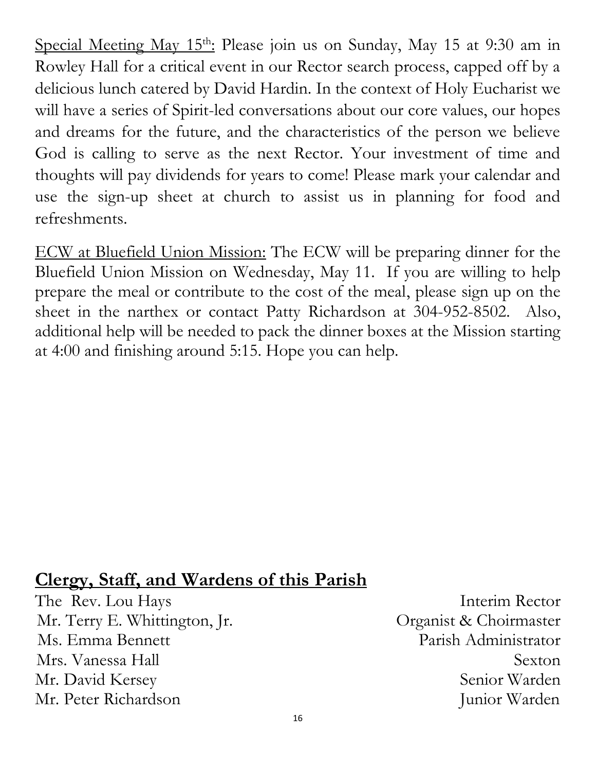Special Meeting May 15th: Please join us on Sunday, May 15 at 9:30 am in Rowley Hall for a critical event in our Rector search process, capped off by a delicious lunch catered by David Hardin. In the context of Holy Eucharist we will have a series of Spirit-led conversations about our core values, our hopes and dreams for the future, and the characteristics of the person we believe God is calling to serve as the next Rector. Your investment of time and thoughts will pay dividends for years to come! Please mark your calendar and use the sign-up sheet at church to assist us in planning for food and refreshments.

ECW at Bluefield Union Mission: The ECW will be preparing dinner for the Bluefield Union Mission on Wednesday, May 11. If you are willing to help prepare the meal or contribute to the cost of the meal, please sign up on the sheet in the narthex or contact Patty Richardson at 304-952-8502. Also, additional help will be needed to pack the dinner boxes at the Mission starting at 4:00 and finishing around 5:15. Hope you can help.

## Clergy, Staff, and Wardens of this Parish

| | |
|---|---|
| The Rev. Lou Hays | Interim Rector |
| Mr. Terry E. Whittington, Jr. | Organist & Choirmaster |
| Ms. Emma Bennett | Parish Administrator |
| Mrs. Vanessa Hall | Sexton |
| Mr. David Kersey | Senior Warden |
| Mr. Peter Richardson | Junior Warden |